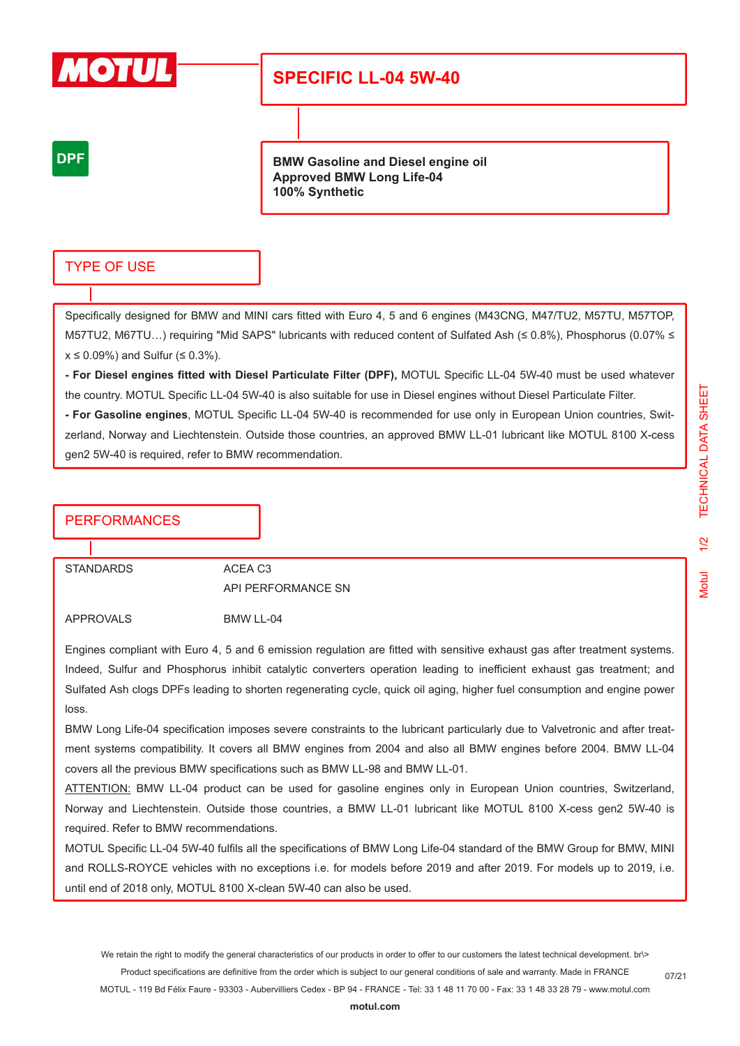MOTUL

# SPECIFIC LL-04 5W-40

DPF

**BMW Gasoline and Diesel engine oil**
**Approved BMW Long Life-04**
**100% Synthetic**

## TYPE OF USE

Specifically designed for BMW and MINI cars fitted with Euro 4, 5 and 6 engines (M43CNG, M47/TU2, M57TU, M57TOP, M57TU2, M67TU…) requiring "Mid SAPS" lubricants with reduced content of Sulfated Ash (≤ 0.8%), Phosphorus (0.07% ≤ x ≤ 0.09%) and Sulfur (≤ 0.3%).

**- For Diesel engines fitted with Diesel Particulate Filter (DPF),** MOTUL Specific LL-04 5W-40 must be used whatever the country. MOTUL Specific LL-04 5W-40 is also suitable for use in Diesel engines without Diesel Particulate Filter.

**- For Gasoline engines**, MOTUL Specific LL-04 5W-40 is recommended for use only in European Union countries, Switzerland, Norway and Liechtenstein. Outside those countries, an approved BMW LL-01 lubricant like MOTUL 8100 X-cess gen2 5W-40 is required, refer to BMW recommendation.

## PERFORMANCES

| | |
|---|---|
| STANDARDS | ACEA C3<br>API PERFORMANCE SN |
| APPROVALS | BMW LL-04 |

Engines compliant with Euro 4, 5 and 6 emission regulation are fitted with sensitive exhaust gas after treatment systems. Indeed, Sulfur and Phosphorus inhibit catalytic converters operation leading to inefficient exhaust gas treatment; and Sulfated Ash clogs DPFs leading to shorten regenerating cycle, quick oil aging, higher fuel consumption and engine power loss.

BMW Long Life-04 specification imposes severe constraints to the lubricant particularly due to Valvetronic and after treatment systems compatibility. It covers all BMW engines from 2004 and also all BMW engines before 2004. BMW LL-04 covers all the previous BMW specifications such as BMW LL-98 and BMW LL-01.

ATTENTION: BMW LL-04 product can be used for gasoline engines only in European Union countries, Switzerland, Norway and Liechtenstein. Outside those countries, a BMW LL-01 lubricant like MOTUL 8100 X-cess gen2 5W-40 is required. Refer to BMW recommendations.

MOTUL Specific LL-04 5W-40 fulfils all the specifications of BMW Long Life-04 standard of the BMW Group for BMW, MINI and ROLLS-ROYCE vehicles with no exceptions i.e. for models before 2019 and after 2019. For models up to 2019, i.e. until end of 2018 only, MOTUL 8100 X-clean 5W-40 can also be used.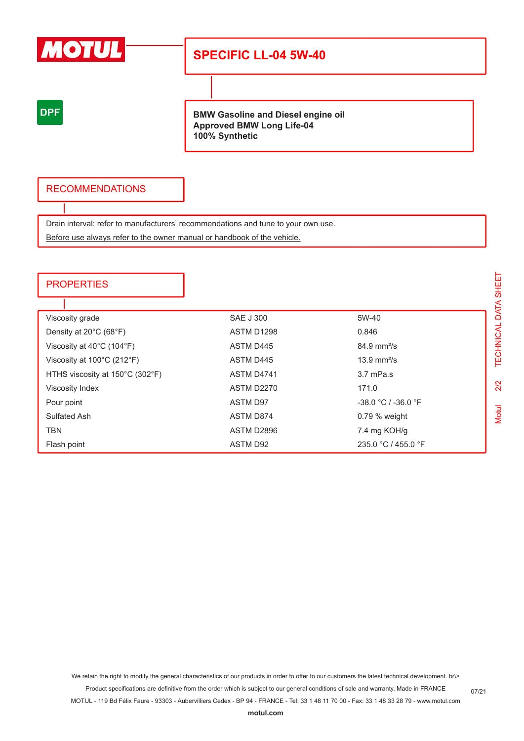MOTUL

# SPECIFIC LL-04 5W-40

DPF

**BMW Gasoline and Diesel engine oil**
**Approved BMW Long Life-04**
**100% Synthetic**

## RECOMMENDATIONS

Drain interval: refer to manufacturers' recommendations and tune to your own use.

Before use always refer to the owner manual or handbook of the vehicle.

## PROPERTIES

| | | |
|---|---|---|
| Viscosity grade | SAE J 300 | 5W-40 |
| Density at 20°C (68°F) | ASTM D1298 | 0.846 |
| Viscosity at 40°C (104°F) | ASTM D445 | 84.9 mm²/s |
| Viscosity at 100°C (212°F) | ASTM D445 | 13.9 mm²/s |
| HTHS viscosity at 150°C (302°F) | ASTM D4741 | 3.7 mPa.s |
| Viscosity Index | ASTM D2270 | 171.0 |
| Pour point | ASTM D97 | -38.0 °C / -36.0 °F |
| Sulfated Ash | ASTM D874 | 0.79 % weight |
| TBN | ASTM D2896 | 7.4 mg KOH/g |
| Flash point | ASTM D92 | 235.0 °C / 455.0 °F |

We retain the right to modify the general characteristics of our products in order to offer to our customers the latest technical development. br\>
Product specifications are definitive from the order which is subject to our general conditions of sale and warranty. Made in FRANCE
MOTUL - 119 Bd Félix Faure - 93303 - Aubervilliers Cedex - BP 94 - FRANCE - Tel: 33 1 48 11 70 00 - Fax: 33 1 48 33 28 79 - www.motul.com

07/21

motul.com